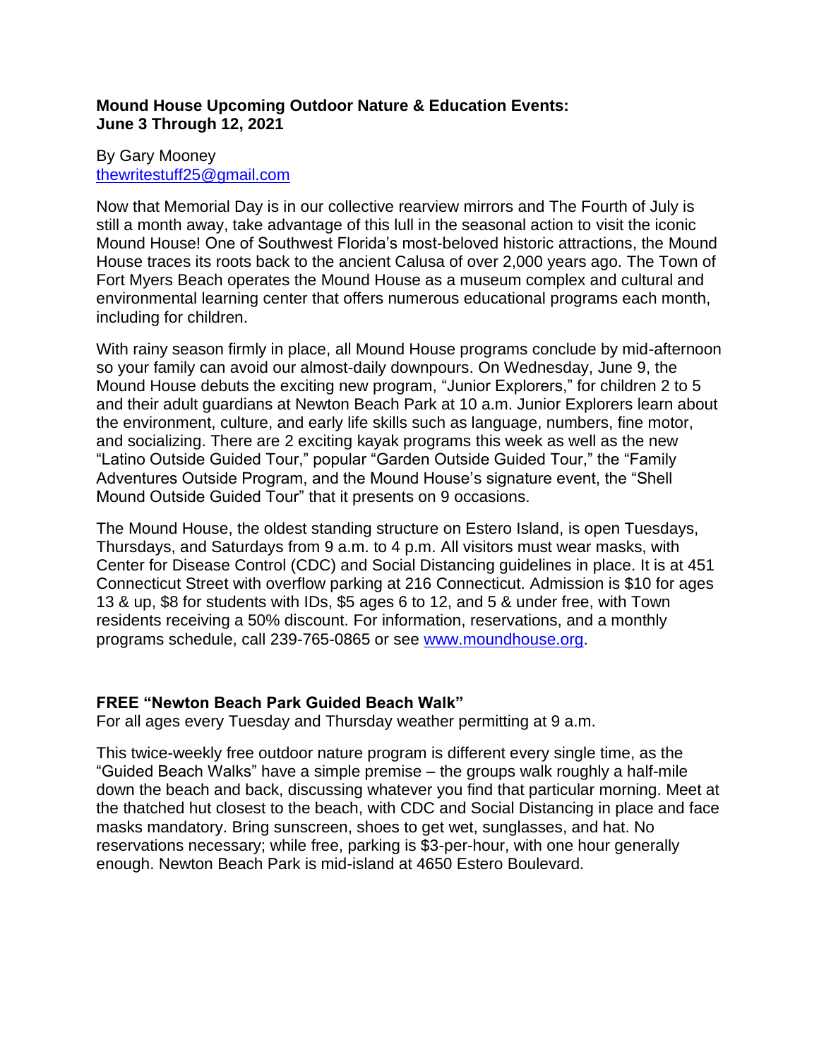**Mound House Upcoming Outdoor Nature & Education Events:**
**June 3 Through 12, 2021**

By Gary Mooney
[thewritestuff25@gmail.com](mailto:thewritestuff25@gmail.com)

Now that Memorial Day is in our collective rearview mirrors and The Fourth of July is still a month away, take advantage of this lull in the seasonal action to visit the iconic Mound House! One of Southwest Florida's most-beloved historic attractions, the Mound House traces its roots back to the ancient Calusa of over 2,000 years ago. The Town of Fort Myers Beach operates the Mound House as a museum complex and cultural and environmental learning center that offers numerous educational programs each month, including for children.

With rainy season firmly in place, all Mound House programs conclude by mid-afternoon so your family can avoid our almost-daily downpours. On Wednesday, June 9, the Mound House debuts the exciting new program, "Junior Explorers," for children 2 to 5 and their adult guardians at Newton Beach Park at 10 a.m. Junior Explorers learn about the environment, culture, and early life skills such as language, numbers, fine motor, and socializing. There are 2 exciting kayak programs this week as well as the new "Latino Outside Guided Tour," popular "Garden Outside Guided Tour," the "Family Adventures Outside Program, and the Mound House's signature event, the "Shell Mound Outside Guided Tour" that it presents on 9 occasions.

The Mound House, the oldest standing structure on Estero Island, is open Tuesdays, Thursdays, and Saturdays from 9 a.m. to 4 p.m. All visitors must wear masks, with Center for Disease Control (CDC) and Social Distancing guidelines in place. It is at 451 Connecticut Street with overflow parking at 216 Connecticut. Admission is $10 for ages 13 & up, $8 for students with IDs, $5 ages 6 to 12, and 5 & under free, with Town residents receiving a 50% discount. For information, reservations, and a monthly programs schedule, call 239-765-0865 or see [www.moundhouse.org](http://www.moundhouse.org).

**FREE "Newton Beach Park Guided Beach Walk"**
For all ages every Tuesday and Thursday weather permitting at 9 a.m.

This twice-weekly free outdoor nature program is different every single time, as the "Guided Beach Walks" have a simple premise – the groups walk roughly a half-mile down the beach and back, discussing whatever you find that particular morning. Meet at the thatched hut closest to the beach, with CDC and Social Distancing in place and face masks mandatory. Bring sunscreen, shoes to get wet, sunglasses, and hat. No reservations necessary; while free, parking is $3-per-hour, with one hour generally enough. Newton Beach Park is mid-island at 4650 Estero Boulevard.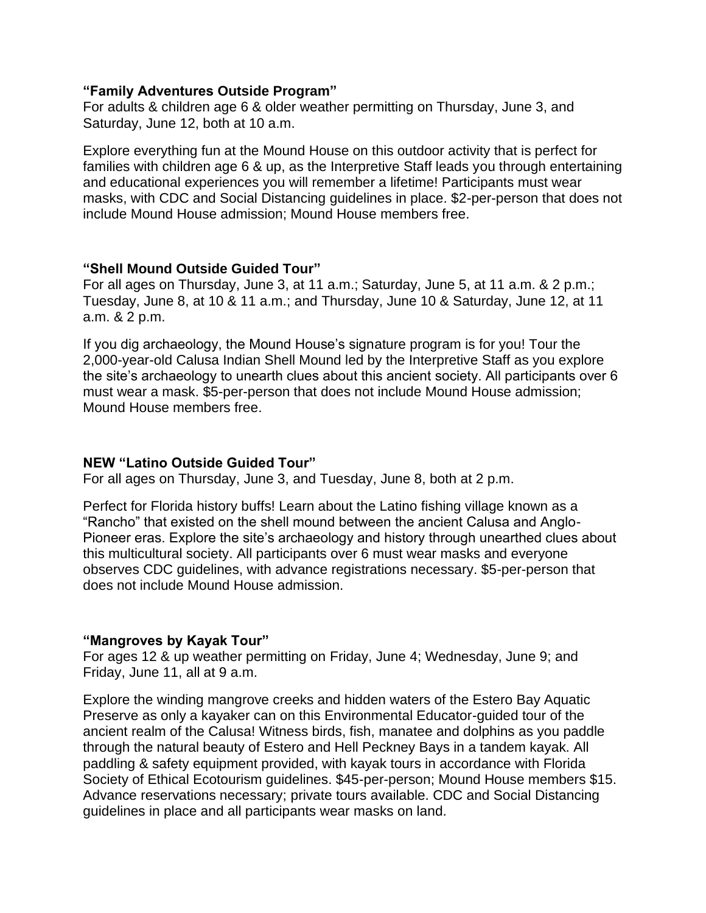**“Family Adventures Outside Program”**
For adults & children age 6 & older weather permitting on Thursday, June 3, and Saturday, June 12, both at 10 a.m.

Explore everything fun at the Mound House on this outdoor activity that is perfect for families with children age 6 & up, as the Interpretive Staff leads you through entertaining and educational experiences you will remember a lifetime! Participants must wear masks, with CDC and Social Distancing guidelines in place. $2-per-person that does not include Mound House admission; Mound House members free.

**“Shell Mound Outside Guided Tour”**
For all ages on Thursday, June 3, at 11 a.m.; Saturday, June 5, at 11 a.m. & 2 p.m.; Tuesday, June 8, at 10 & 11 a.m.; and Thursday, June 10 & Saturday, June 12, at 11 a.m. & 2 p.m.

If you dig archaeology, the Mound House’s signature program is for you! Tour the 2,000-year-old Calusa Indian Shell Mound led by the Interpretive Staff as you explore the site’s archaeology to unearth clues about this ancient society. All participants over 6 must wear a mask. $5-per-person that does not include Mound House admission; Mound House members free.

**NEW “Latino Outside Guided Tour”**
For all ages on Thursday, June 3, and Tuesday, June 8, both at 2 p.m.

Perfect for Florida history buffs! Learn about the Latino fishing village known as a “Rancho” that existed on the shell mound between the ancient Calusa and Anglo-Pioneer eras. Explore the site’s archaeology and history through unearthed clues about this multicultural society. All participants over 6 must wear masks and everyone observes CDC guidelines, with advance registrations necessary. $5-per-person that does not include Mound House admission.

**“Mangroves by Kayak Tour”**
For ages 12 & up weather permitting on Friday, June 4; Wednesday, June 9; and Friday, June 11, all at 9 a.m.

Explore the winding mangrove creeks and hidden waters of the Estero Bay Aquatic Preserve as only a kayaker can on this Environmental Educator-guided tour of the ancient realm of the Calusa! Witness birds, fish, manatee and dolphins as you paddle through the natural beauty of Estero and Hell Peckney Bays in a tandem kayak. All paddling & safety equipment provided, with kayak tours in accordance with Florida Society of Ethical Ecotourism guidelines. $45-per-person; Mound House members $15. Advance reservations necessary; private tours available. CDC and Social Distancing guidelines in place and all participants wear masks on land.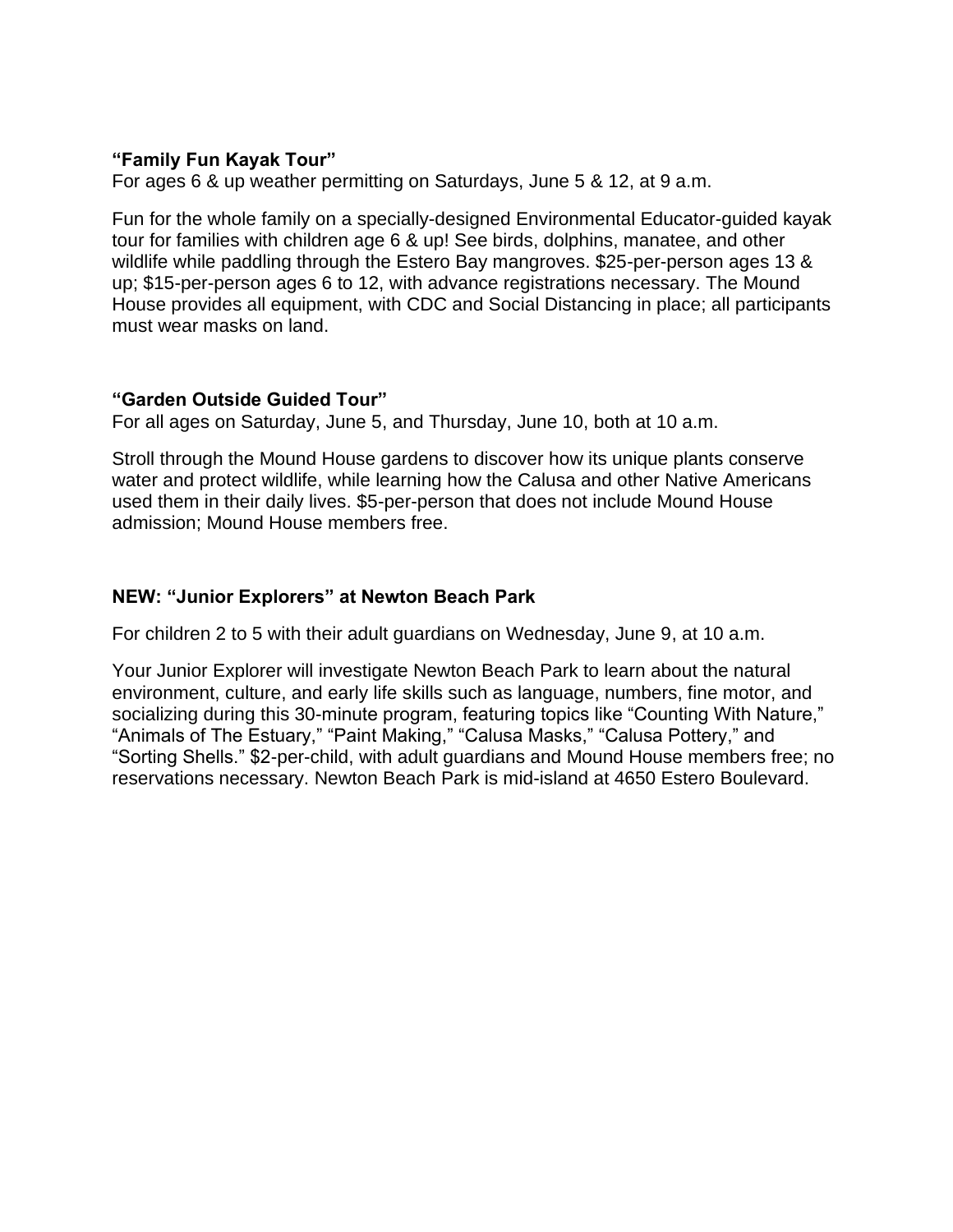**“Family Fun Kayak Tour”**
For ages 6 & up weather permitting on Saturdays, June 5 & 12, at 9 a.m.

Fun for the whole family on a specially-designed Environmental Educator-guided kayak tour for families with children age 6 & up! See birds, dolphins, manatee, and other wildlife while paddling through the Estero Bay mangroves. $25-per-person ages 13 & up; $15-per-person ages 6 to 12, with advance registrations necessary. The Mound House provides all equipment, with CDC and Social Distancing in place; all participants must wear masks on land.

**“Garden Outside Guided Tour”**
For all ages on Saturday, June 5, and Thursday, June 10, both at 10 a.m.

Stroll through the Mound House gardens to discover how its unique plants conserve water and protect wildlife, while learning how the Calusa and other Native Americans used them in their daily lives. $5-per-person that does not include Mound House admission; Mound House members free.

**NEW: “Junior Explorers” at Newton Beach Park**

For children 2 to 5 with their adult guardians on Wednesday, June 9, at 10 a.m.

Your Junior Explorer will investigate Newton Beach Park to learn about the natural environment, culture, and early life skills such as language, numbers, fine motor, and socializing during this 30-minute program, featuring topics like “Counting With Nature,” “Animals of The Estuary,” “Paint Making,” “Calusa Masks,” “Calusa Pottery,” and “Sorting Shells.” $2-per-child, with adult guardians and Mound House members free; no reservations necessary. Newton Beach Park is mid-island at 4650 Estero Boulevard.